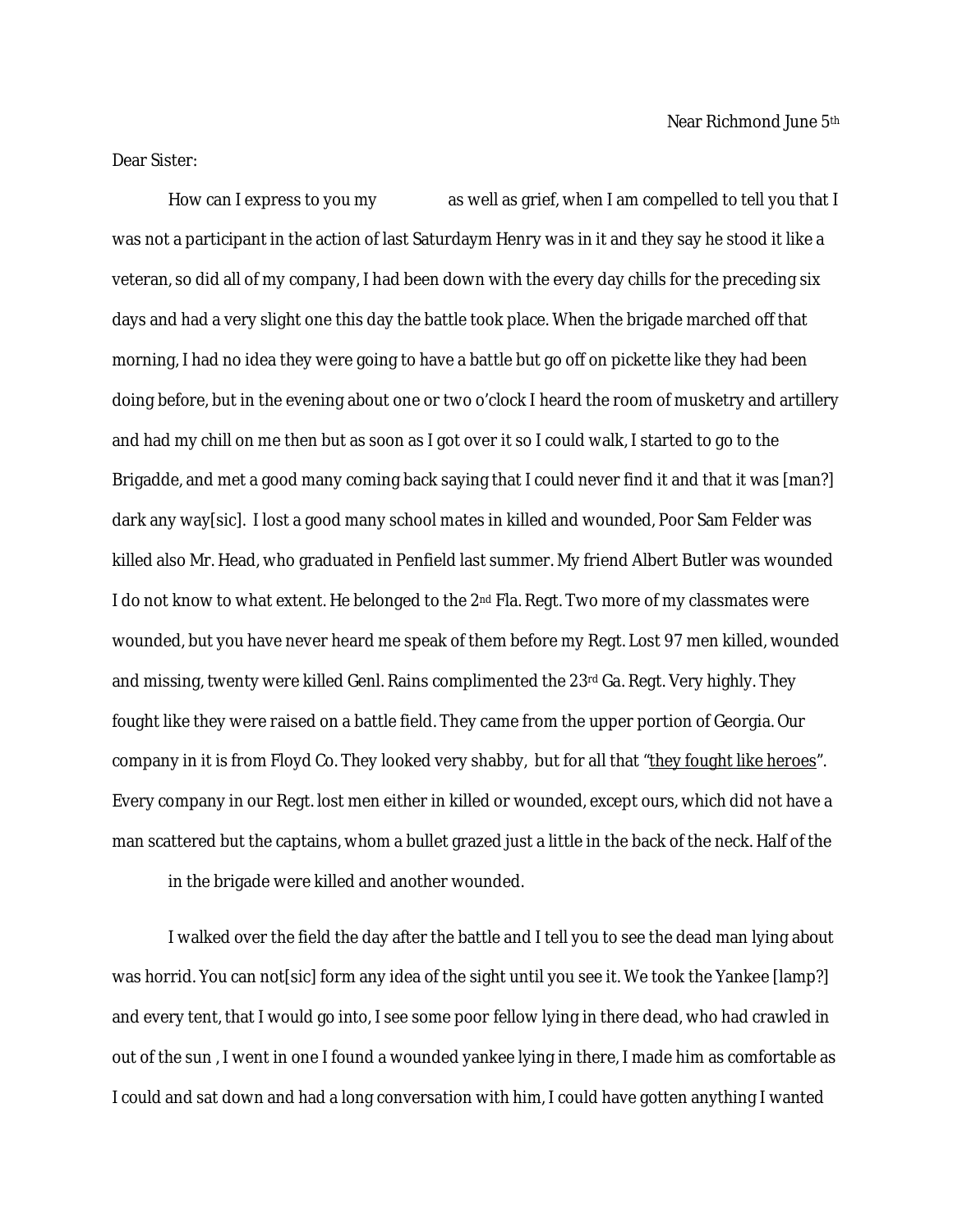Near Richmond June 5th

Dear Sister:

How can I express to you my as well as grief, when I am compelled to tell you that I was not a participant in the action of last Saturdaym Henry was in it and they say he stood it like a veteran, so did all of my company, I had been down with the every day chills for the preceding six days and had a very slight one this day the battle took place. When the brigade marched off that morning, I had no idea they were going to have a battle but go off on pickette like they had been doing before, but in the evening about one or two o'clock I heard the room of musketry and artillery and had my chill on me then but as soon as I got over it so I could walk, I started to go to the Brigadde, and met a good many coming back saying that I could never find it and that it was [man?] dark any way[sic]. I lost a good many school mates in killed and wounded, Poor Sam Felder was killed also Mr. Head, who graduated in Penfield last summer. My friend Albert Butler was wounded I do not know to what extent. He belonged to the 2nd Fla. Regt. Two more of my classmates were wounded, but you have never heard me speak of them before my Regt. Lost 97 men killed, wounded and missing, twenty were killed Genl. Rains complimented the 23rd Ga. Regt. Very highly. They fought like they were raised on a battle field. They came from the upper portion of Georgia. Our company in it is from Floyd Co. They looked very shabby, but for all that "<u>they fought like heroes</u>". Every company in our Regt. lost men either in killed or wounded, except ours, which did not have a man scattered but the captains, whom a bullet grazed just a little in the back of the neck. Half of the in the brigade were killed and another wounded.

I walked over the field the day after the battle and I tell you to see the dead man lying about was horrid. You can not[sic] form any idea of the sight until you see it. We took the Yankee [lamp?] and every tent, that I would go into, I see some poor fellow lying in there dead, who had crawled in out of the sun , I went in one I found a wounded yankee lying in there, I made him as comfortable as I could and sat down and had a long conversation with him, I could have gotten anything I wanted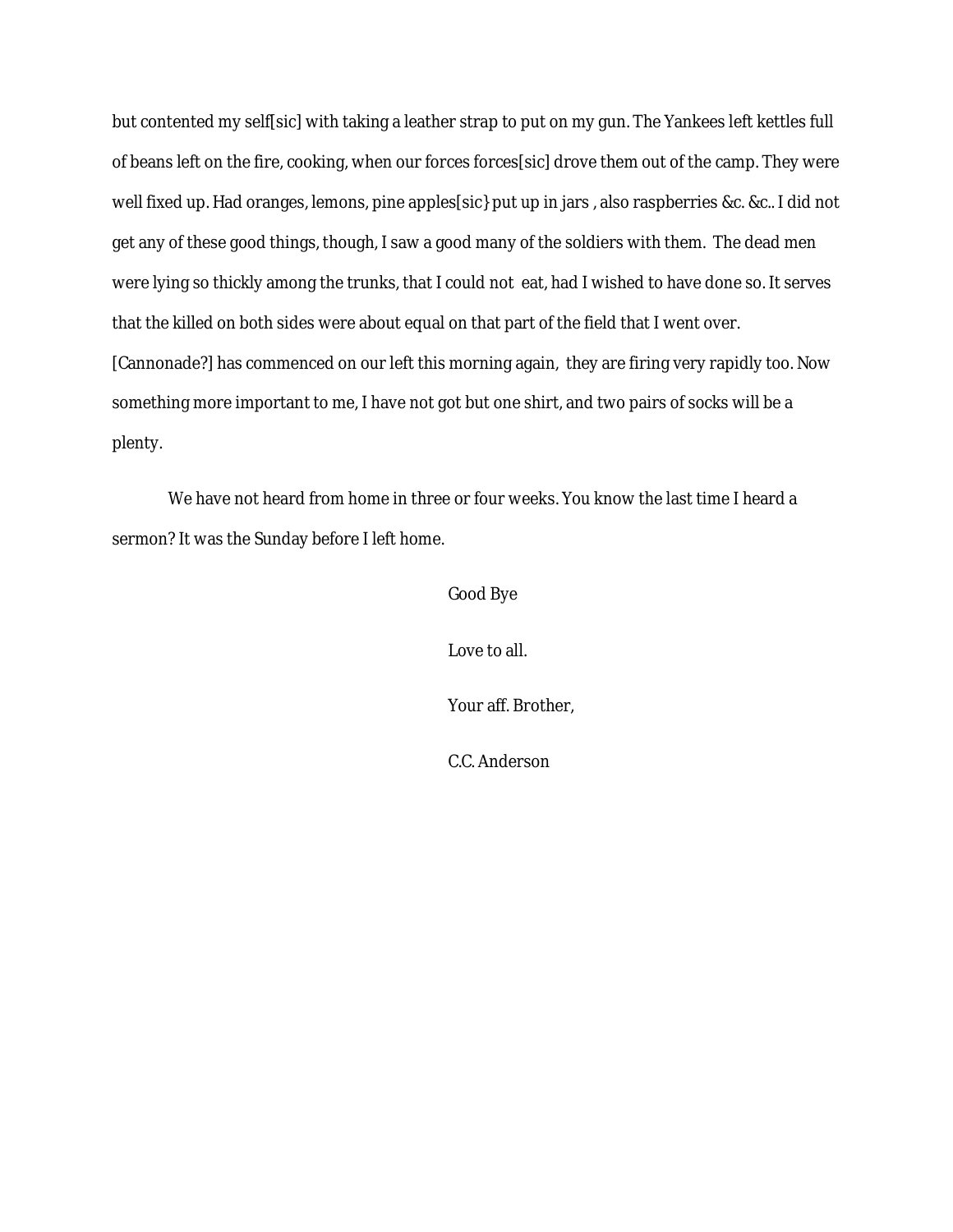but contented my self[sic] with taking a leather strap to put on my gun. The Yankees left kettles full of beans left on the fire, cooking, when our forces forces[sic] drove them out of the camp. They were well fixed up. Had oranges, lemons, pine apples[sic} put up in jars , also raspberries &c. &c.. I did not get any of these good things, though, I saw a good many of the soldiers with them. The dead men were lying so thickly among the trunks, that I could not eat, had I wished to have done so. It serves that the killed on both sides were about equal on that part of the field that I went over. [Cannonade?] has commenced on our left this morning again, they are firing very rapidly too. Now something more important to me, I have not got but one shirt, and two pairs of socks will be a plenty.

We have not heard from home in three or four weeks. You know the last time I heard a sermon? It was the Sunday before I left home.

Good Bye

Love to all.

Your aff. Brother,

C.C. Anderson